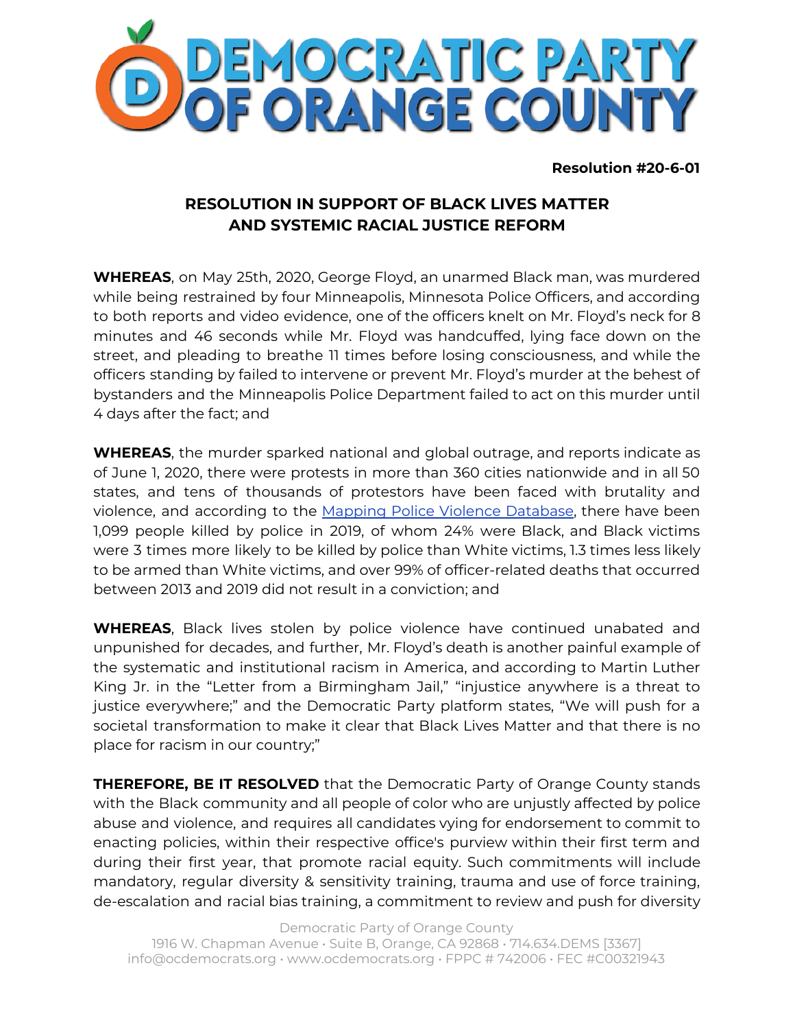# DEMOCRATIC PARTY OF ORANGE COUNTY

**Resolution #20-6-01**

## RESOLUTION IN SUPPORT OF BLACK LIVES MATTER AND SYSTEMIC RACIAL JUSTICE REFORM

**WHEREAS**, on May 25th, 2020, George Floyd, an unarmed Black man, was murdered while being restrained by four Minneapolis, Minnesota Police Officers, and according to both reports and video evidence, one of the officers knelt on Mr. Floyd's neck for 8 minutes and 46 seconds while Mr. Floyd was handcuffed, lying face down on the street, and pleading to breathe 11 times before losing consciousness, and while the officers standing by failed to intervene or prevent Mr. Floyd's murder at the behest of bystanders and the Minneapolis Police Department failed to act on this murder until 4 days after the fact; and

**WHEREAS**, the murder sparked national and global outrage, and reports indicate as of June 1, 2020, there were protests in more than 360 cities nationwide and in all 50 states, and tens of thousands of protestors have been faced with brutality and violence, and according to the Mapping Police Violence Database, there have been 1,099 people killed by police in 2019, of whom 24% were Black, and Black victims were 3 times more likely to be killed by police than White victims, 1.3 times less likely to be armed than White victims, and over 99% of officer-related deaths that occurred between 2013 and 2019 did not result in a conviction; and

**WHEREAS**, Black lives stolen by police violence have continued unabated and unpunished for decades, and further, Mr. Floyd's death is another painful example of the systematic and institutional racism in America, and according to Martin Luther King Jr. in the "Letter from a Birmingham Jail," "injustice anywhere is a threat to justice everywhere;" and the Democratic Party platform states, "We will push for a societal transformation to make it clear that Black Lives Matter and that there is no place for racism in our country;"

**THEREFORE, BE IT RESOLVED** that the Democratic Party of Orange County stands with the Black community and all people of color who are unjustly affected by police abuse and violence, and requires all candidates vying for endorsement to commit to enacting policies, within their respective office's purview within their first term and during their first year, that promote racial equity. Such commitments will include mandatory, regular diversity & sensitivity training, trauma and use of force training, de-escalation and racial bias training, a commitment to review and push for diversity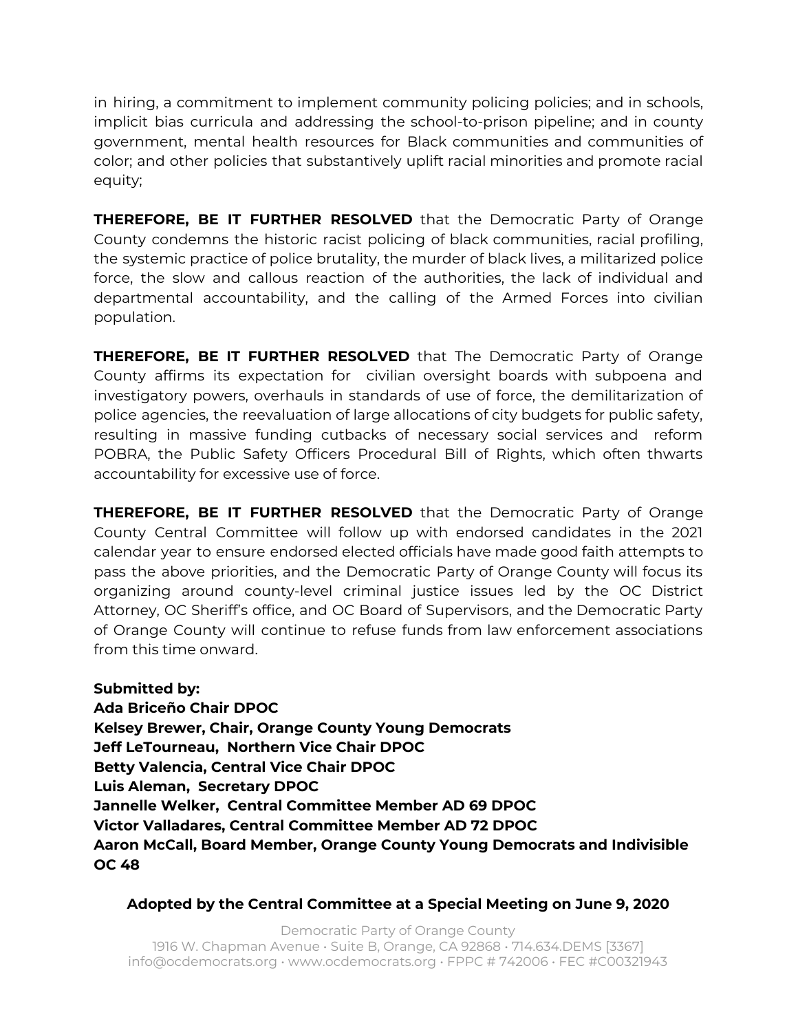in hiring, a commitment to implement community policing policies; and in schools, implicit bias curricula and addressing the school-to-prison pipeline; and in county government, mental health resources for Black communities and communities of color; and other policies that substantively uplift racial minorities and promote racial equity;

**THEREFORE, BE IT FURTHER RESOLVED** that the Democratic Party of Orange County condemns the historic racist policing of black communities, racial profiling, the systemic practice of police brutality, the murder of black lives, a militarized police force, the slow and callous reaction of the authorities, the lack of individual and departmental accountability, and the calling of the Armed Forces into civilian population.

**THEREFORE, BE IT FURTHER RESOLVED** that The Democratic Party of Orange County affirms its expectation for civilian oversight boards with subpoena and investigatory powers, overhauls in standards of use of force, the demilitarization of police agencies, the reevaluation of large allocations of city budgets for public safety, resulting in massive funding cutbacks of necessary social services and reform POBRA, the Public Safety Officers Procedural Bill of Rights, which often thwarts accountability for excessive use of force.

**THEREFORE, BE IT FURTHER RESOLVED** that the Democratic Party of Orange County Central Committee will follow up with endorsed candidates in the 2021 calendar year to ensure endorsed elected officials have made good faith attempts to pass the above priorities, and the Democratic Party of Orange County will focus its organizing around county-level criminal justice issues led by the OC District Attorney, OC Sheriff's office, and OC Board of Supervisors, and the Democratic Party of Orange County will continue to refuse funds from law enforcement associations from this time onward.

**Submitted by:**
**Ada Briceño Chair DPOC**
**Kelsey Brewer, Chair, Orange County Young Democrats**
**Jeff LeTourneau, Northern Vice Chair DPOC**
**Betty Valencia, Central Vice Chair DPOC**
**Luis Aleman, Secretary DPOC**
**Jannelle Welker, Central Committee Member AD 69 DPOC**
**Victor Valladares, Central Committee Member AD 72 DPOC**
**Aaron McCall, Board Member, Orange County Young Democrats and Indivisible OC 48**

**Adopted by the Central Committee at a Special Meeting on June 9, 2020**

Democratic Party of Orange County
1916 W. Chapman Avenue • Suite B, Orange, CA 92868 • 714.634.DEMS [3367]
info@ocdemocrats.org • www.ocdemocrats.org • FPPC # 742006 • FEC #C00321943